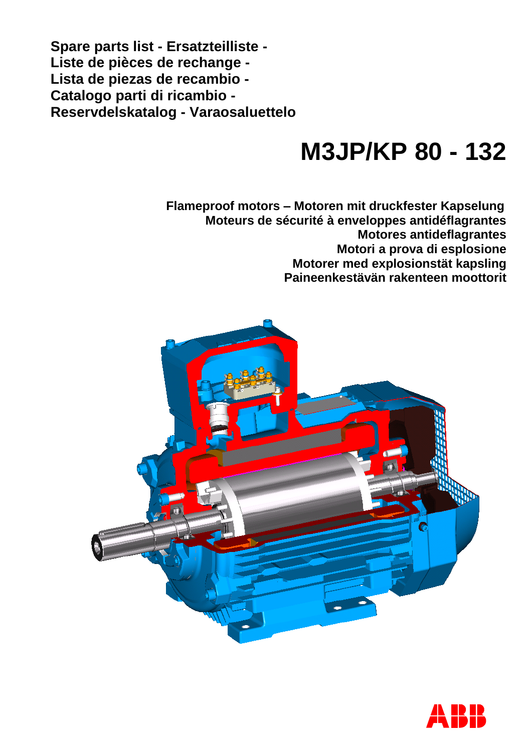**Spare parts list - Ersatzteilliste -**
**Liste de pièces de rechange -**
**Lista de piezas de recambio -**
**Catalogo parti di ricambio -**
**Reservdelskatalog - Varaosaluettelo**

# M3JP/KP 80 - 132

**Flameproof motors – Motoren mit druckfester Kapselung**
**Moteurs de sécurité à enveloppes antidéflagrantes**
**Motores antideflagrantes**
**Motori a prova di esplosione**
**Motorer med explosionstät kapsling**
**Paineenkestävän rakenteen moottorit**

ABB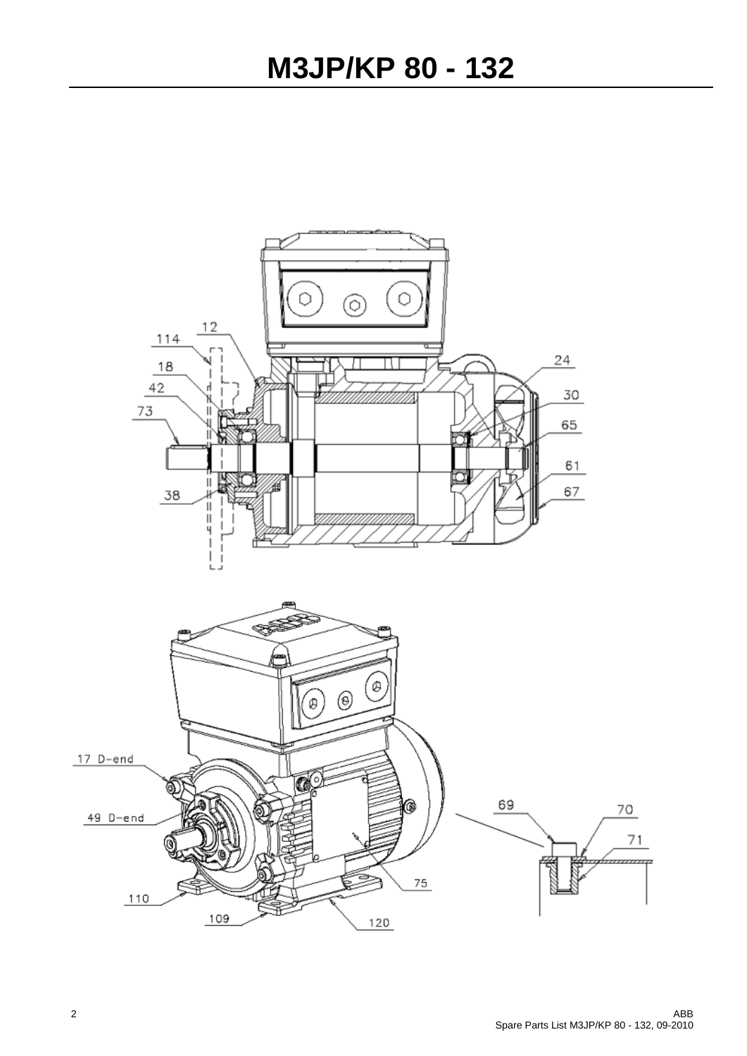# M3JP/KP 80 - 132

12
114
18
42
73
38
24
30
65
61
67

17 D-end
49 D-end
110
109
120
75
69
70
71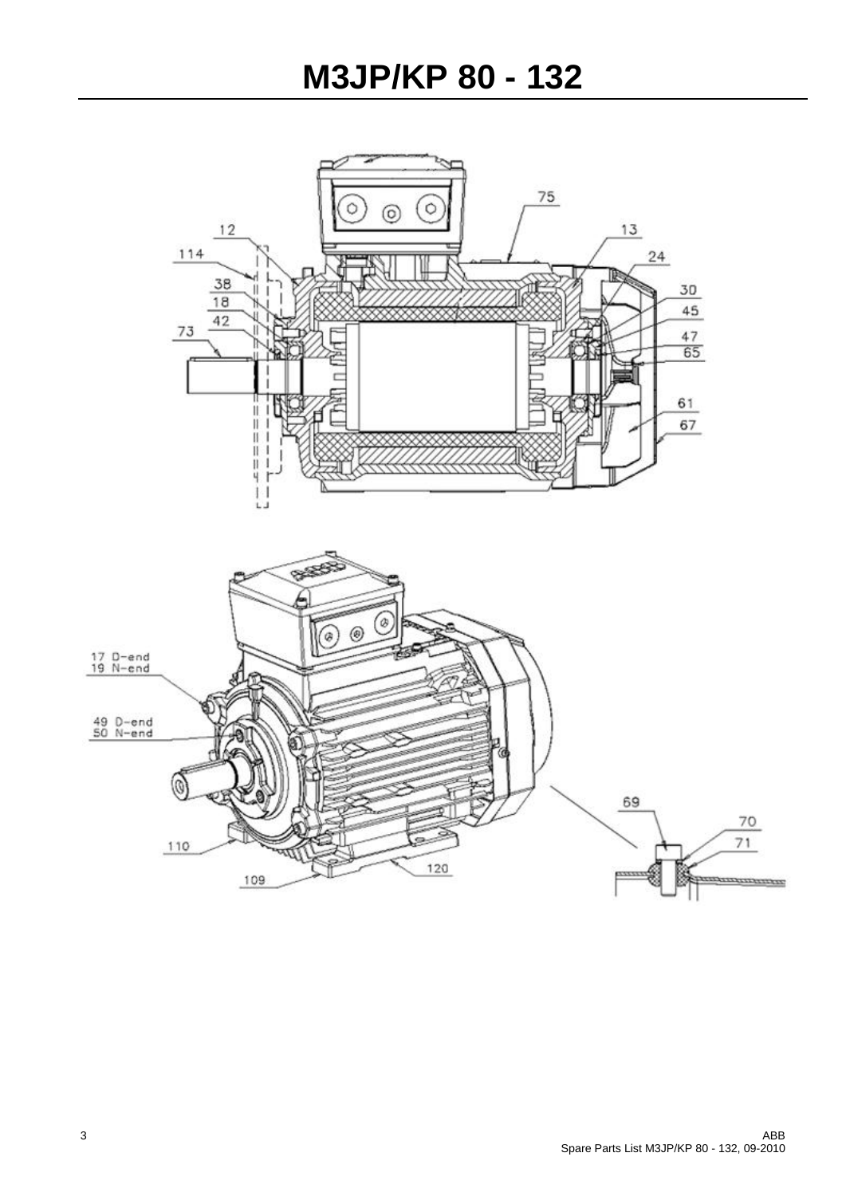# M3JP/KP 80 - 132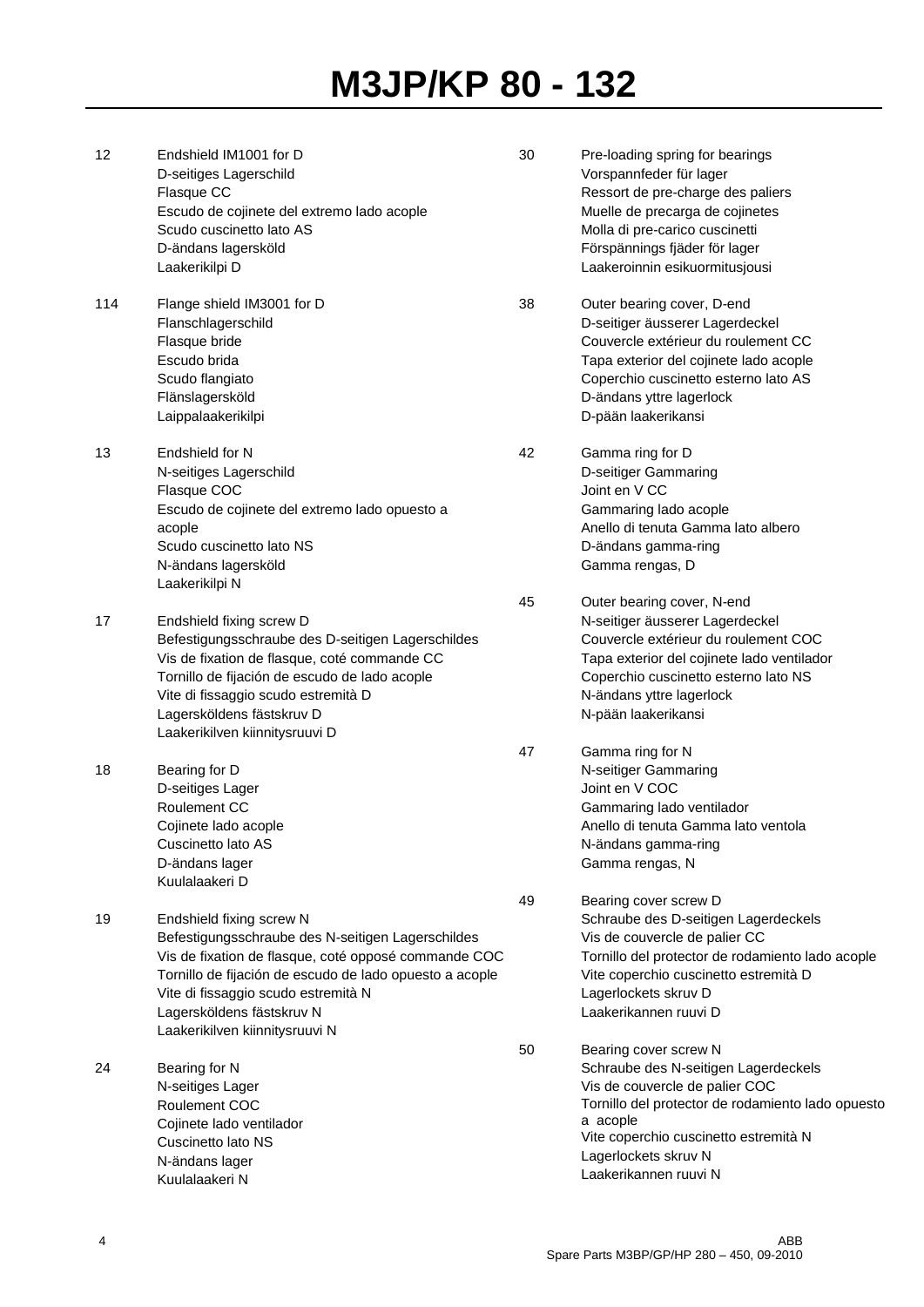# M3JP/KP 80 - 132

**12** Endshield IM1001 for D
D-seitiges Lagerschild
Flasque CC
Escudo de cojinete del extremo lado acople
Scudo cuscinetto lato AS
D-ändans lagersköld
Laakerikilpi D

**114** Flange shield IM3001 for D
Flanschlagerschild
Flasque bride
Escudo brida
Scudo flangiato
Flänslagersköld
Laippalaakerikilpi

**13** Endshield for N
N-seitiges Lagerschild
Flasque COC
Escudo de cojinete del extremo lado opuesto a acople
Scudo cuscinetto lato NS
N-ändans lagersköld
Laakerikilpi N

**17** Endshield fixing screw D
Befestigungsschraube des D-seitigen Lagerschildes
Vis de fixation de flasque, coté commande CC
Tornillo de fijación de escudo de lado acople
Vite di fissaggio scudo estremità D
Lagersköldens fästskruv D
Laakerikilven kiinnitysruuvi D

**18** Bearing for D
D-seitiges Lager
Roulement CC
Cojinete lado acople
Cuscinetto lato AS
D-ändans lager
Kuulalaakeri D

**19** Endshield fixing screw N
Befestigungsschraube des N-seitigen Lagerschildes
Vis de fixation de flasque, coté opposé commande COC
Tornillo de fijación de escudo de lado opuesto a acople
Vite di fissaggio scudo estremità N
Lagersköldens fästskruv N
Laakerikilven kiinnitysruuvi N

**24** Bearing for N
N-seitiges Lager
Roulement COC
Cojinete lado ventilador
Cuscinetto lato NS
N-ändans lager
Kuulalaakeri N

**30** Pre-loading spring for bearings
Vorspannfeder für lager
Ressort de pre-charge des paliers
Muelle de precarga de cojinetes
Molla di pre-carico cuscinetti
Förspännings fjäder för lager
Laakeroinnin esikuormitusjousi

**38** Outer bearing cover, D-end
D-seitiger äusserer Lagerdeckel
Couvercle extérieur du roulement CC
Tapa exterior del cojinete lado acople
Coperchio cuscinetto esterno lato AS
D-ändans yttre lagerlock
D-pään laakerikansi

**42** Gamma ring for D
D-seitiger Gammaring
Joint en V CC
Gammaring lado acople
Anello di tenuta Gamma lato albero
D-ändans gamma-ring
Gamma rengas, D

**45** Outer bearing cover, N-end
N-seitiger äusserer Lagerdeckel
Couvercle extérieur du roulement COC
Tapa exterior del cojinete lado ventilador
Coperchio cuscinetto esterno lato NS
N-ändans yttre lagerlock
N-pään laakerikansi

**47** Gamma ring for N
N-seitiger Gammaring
Joint en V COC
Gammaring lado ventilador
Anello di tenuta Gamma lato ventola
N-ändans gamma-ring
Gamma rengas, N

**49** Bearing cover screw D
Schraube des D-seitigen Lagerdeckels
Vis de couvercle de palier CC
Tornillo del protector de rodamiento lado acople
Vite coperchio cuscinetto estremità D
Lagerlockets skruv D
Laakerikannen ruuvi D

**50** Bearing cover screw N
Schraube des N-seitigen Lagerdeckels
Vis de couvercle de palier COC
Tornillo del protector de rodamiento lado opuesto a acople
Vite coperchio cuscinetto estremità N
Lagerlockets skruv N
Laakerikannen ruuvi N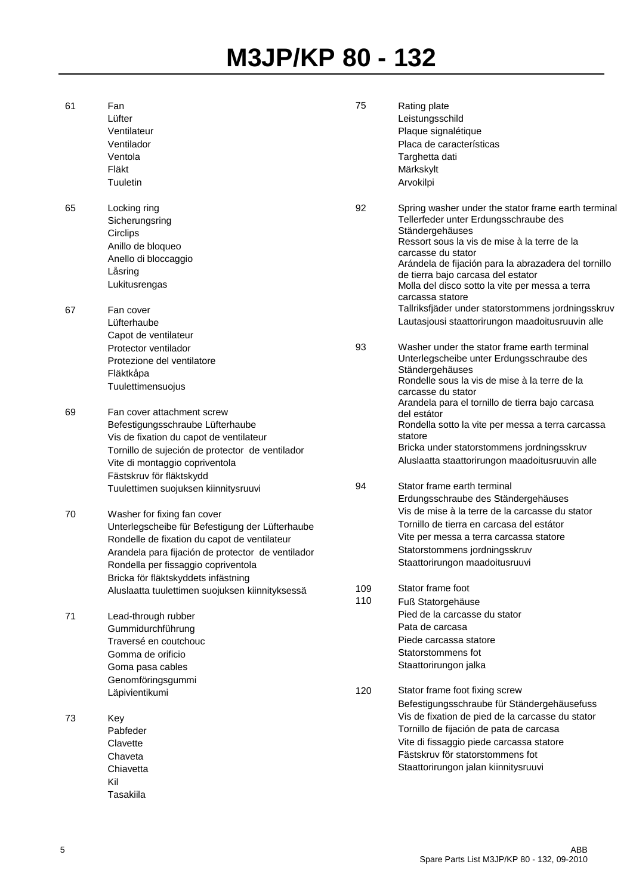# M3JP/KP 80 - 132

**61**
Fan
Lüfter
Ventilateur
Ventilador
Ventola
Fläkt
Tuuletin

**65**
Locking ring
Sicherungsring
Circlips
Anillo de bloqueo
Anello di bloccaggio
Låsring
Lukitusrengas

**67**
Fan cover
Lüfterhaube
Capot de ventilateur
Protector ventilador
Protezione del ventilatore
Fläktkåpa
Tuulettimensuojus

**69**
Fan cover attachment screw
Befestigungsschraube Lüfterhaube
Vis de fixation du capot de ventilateur
Tornillo de sujeción de protector de ventilador
Vite di montaggio copriventola
Fästskruv för fläktskydd
Tuulettimen suojuksen kiinnitysruuvi

**70**
Washer for fixing fan cover
Unterlegscheibe für Befestigung der Lüfterhaube
Rondelle de fixation du capot de ventilateur
Arandela para fijación de protector de ventilador
Rondella per fissaggio copriventola
Bricka för fläktskyddets infästning
Aluslaatta tuulettimen suojuksen kiinnityksessä

**71**
Lead-through rubber
Gummidurchführung
Traversé en coutchouc
Gomma de orificio
Goma pasa cables
Genomföringsgummi
Läpivientikumi

**73**
Key
Pabfeder
Clavette
Chaveta
Chiavetta
Kil
Tasakiila

**75**
Rating plate
Leistungsschild
Plaque signalétique
Placa de características
Targhetta dati
Märkskylt
Arvokilpi

**92**
Spring washer under the stator frame earth terminal
Tellerfeder unter Erdungsschraube des Ständergehäuses
Ressort sous la vis de mise à la terre de la carcasse du stator
Arándela de fijación para la abrazadera del tornillo de tierra bajo carcasa del estator
Molla del disco sotto la vite per messa a terra carcassa statore
Tallriksfjäder under statorstommens jordningsskruv
Lautasjousi staattorirungon maadoitusruuvin alle

**93**
Washer under the stator frame earth terminal
Unterlegscheibe unter Erdungsschraube des Ständergehäuses
Rondelle sous la vis de mise à la terre de la carcasse du stator
Arandela para el tornillo de tierra bajo carcasa del estátor
Rondella sotto la vite per messa a terra carcassa statore
Bricka under statorstommens jordningsskruv
Aluslaatta staattorirungon maadoitusruuvin alle

**94**
Stator frame earth terminal
Erdungsschraube des Ständergehäuses
Vis de mise à la terre de la carcasse du stator
Tornillo de tierra en carcasa del estátor
Vite per messa a terra carcassa statore
Statorstommens jordningsskruv
Staattorirungon maadoitusruuvi

**109**
**110**
Stator frame foot
Fuß Statorgehäuse
Pied de la carcasse du stator
Pata de carcasa
Piede carcassa statore
Statorstommens fot
Staattorirungon jalka

**120**
Stator frame foot fixing screw
Befestigungsschraube für Ständergehäusefuss
Vis de fixation de pied de la carcasse du stator
Tornillo de fijación de pata de carcasa
Vite di fissaggio piede carcassa statore
Fästskruv för statorstommens fot
Staattorirungon jalan kiinnitysruuvi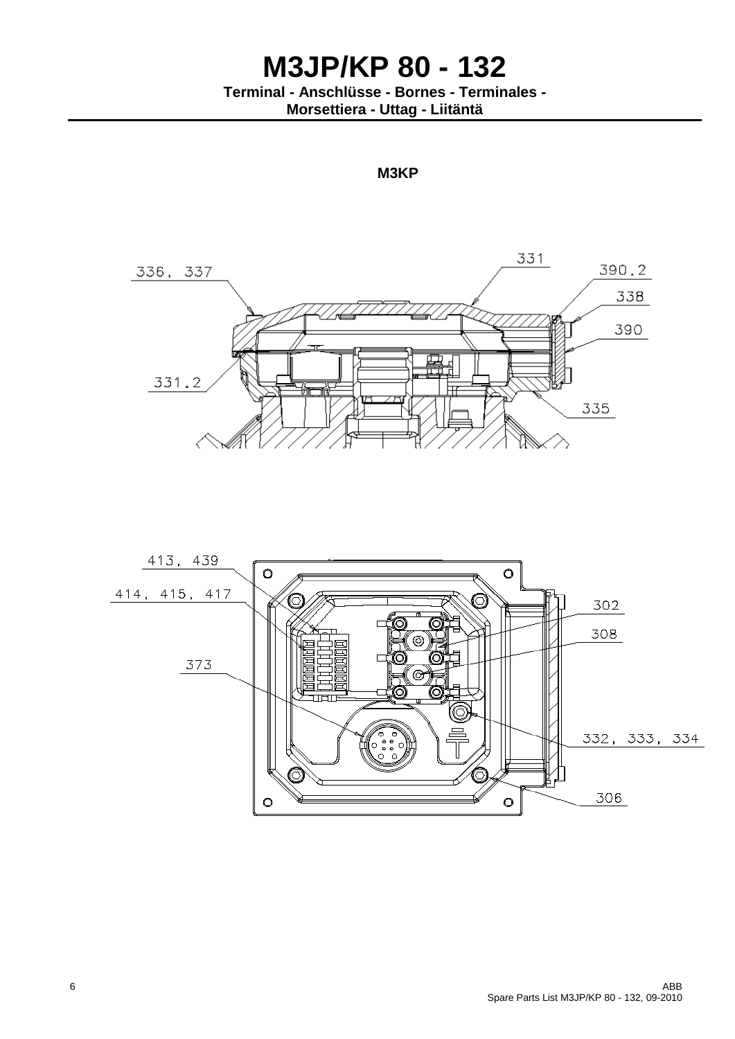# M3JP/KP 80 - 132

**Terminal - Anschlüsse - Bornes - Terminales - Morsettiera - Uttag - Liitäntä**

**M3KP**

336, 337

331

390.2

338

390

331.2

335

413, 439

414, 415, 417

373

302

308

332, 333, 334

306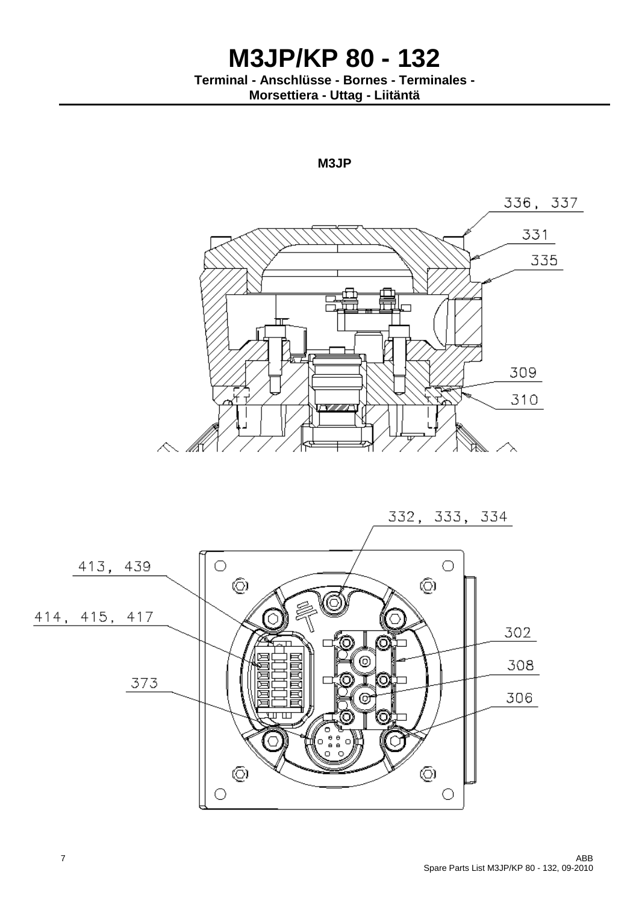# M3JP/KP 80 - 132

**Terminal - Anschlüsse - Bornes - Terminales - Morsettiera - Uttag - Liitäntä**

**M3JP**

336, 337

331

335

309

310

332, 333, 334

413, 439

414, 415, 417

373

302

308

306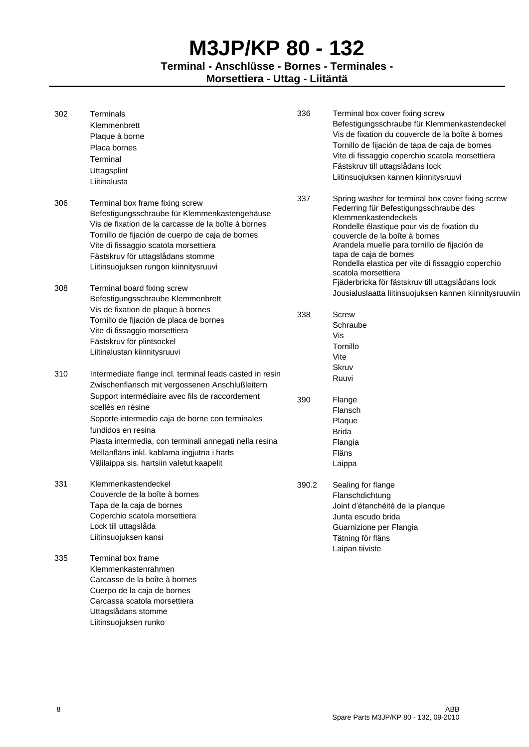# M3JP/KP 80 - 132

**Terminal - Anschlüsse - Bornes - Terminales - Morsettiera - Uttag - Liitäntä**

302 Terminals
Klemmenbrett
Plaque à borne
Placa bornes
Terminal
Uttagsplint
Liitinalusta

306 Terminal box frame fixing screw
Befestigungsschraube für Klemmenkastengehäuse
Vis de fixation de la carcasse de la boîte á bornes
Tornillo de fijación de cuerpo de caja de bornes
Vite di fissaggio scatola morsettiera
Fästskruv för uttagslådans stomme
Liitinsuojuksen rungon kiinnitysruuvi

308 Terminal board fixing screw
Befestigungsschraube Klemmenbrett
Vis de fixation de plaque à bornes
Tornillo de fijación de placa de bornes
Vite di fissaggio morsettiera
Fästskruv för plintsockel
Liitinalustan kiinnitysruuvi

310 Intermediate flange incl. terminal leads casted in resin
Zwischenflansch mit vergossenen Anschlußleitern
Support intermédiaire avec fils de raccordement scellés en résine
Soporte intermedio caja de borne con terminales fundidos en resina
Piasta intermedia, con terminali annegati nella resina
Mellanfläns inkl. kablarna ingjutna i harts
Välilaippa sis. hartsiin valetut kaapelit

331 Klemmenkastendeckel
Couvercle de la boîte à bornes
Tapa de la caja de bornes
Coperchio scatola morsettiera
Lock till uttagslåda
Liitinsuojuksen kansi

335 Terminal box frame
Klemmenkastenrahmen
Carcasse de la boîte à bornes
Cuerpo de la caja de bornes
Carcassa scatola morsettiera
Uttagslådans stomme
Liitinsuojuksen runko

336 Terminal box cover fixing screw
Befestigungsschraube für Klemmenkastendeckel
Vis de fixation du couvercle de la boîte à bornes
Tornillo de fijación de tapa de caja de bornes
Vite di fissaggio coperchio scatola morsettiera
Fästskruv till uttagslådans lock
Liitinsuojuksen kannen kiinnitysruuvi

337 Spring washer for terminal box cover fixing screw
Federring für Befestigungsschraube des Klemmenkastendeckels
Rondelle élastique pour vis de fixation du couvercle de la boîte à bornes
Arandela muelle para tornillo de fijación de tapa de caja de bornes
Rondella elastica per vite di fissaggio coperchio scatola morsettiera
Fjäderbricka för fästskruv till uttagslådans lock
Jousialuslaatta liitinsuojuksen kannen kiinnitysruuviin

338 Screw
Schraube
Vis
Tornillo
Vite
Skruv
Ruuvi

390 Flange
Flansch
Plaque
Brida
Flangia
Fläns
Laippa

390.2 Sealing for flange
Flanschdichtung
Joint d'étanchéité de la planque
Junta escudo brida
Guarnizione per Flangia
Tätning för fläns
Laipan tiiviste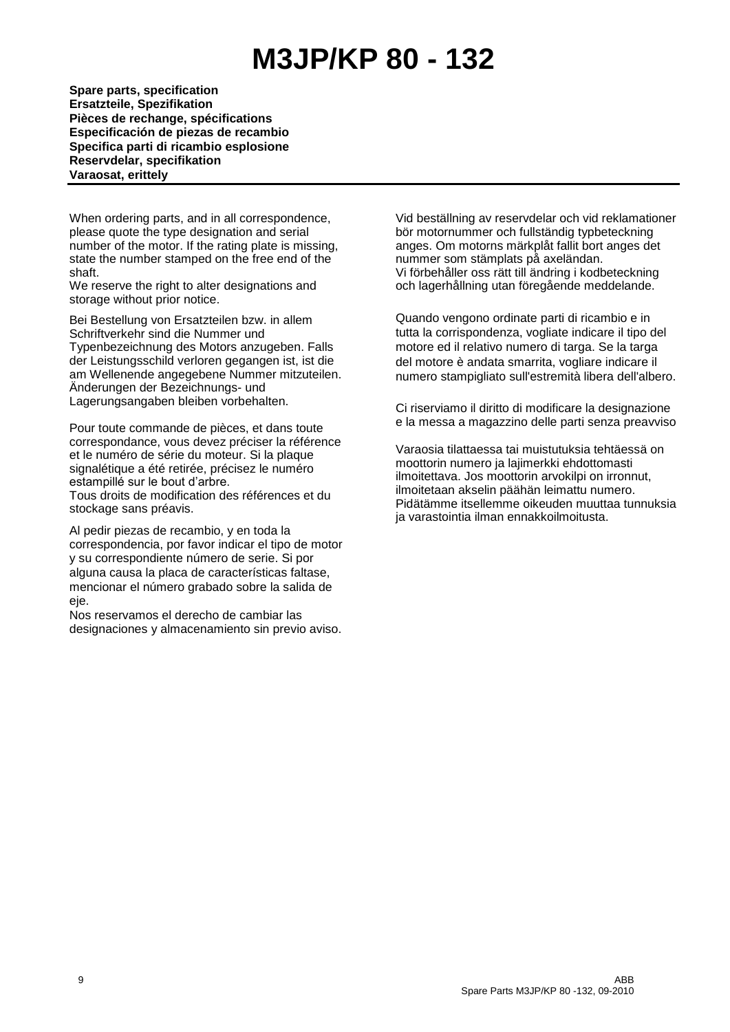# M3JP/KP 80 - 132

**Spare parts, specification**
**Ersatzteile, Spezifikation**
**Pièces de rechange, spécifications**
**Especificación de piezas de recambio**
**Specifica parti di ricambio esplosione**
**Reservdelar, specifikation**
**Varaosat, erittely**

When ordering parts, and in all correspondence, please quote the type designation and serial number of the motor. If the rating plate is missing, state the number stamped on the free end of the shaft.
We reserve the right to alter designations and storage without prior notice.

Bei Bestellung von Ersatzteilen bzw. in allem Schriftverkehr sind die Nummer und Typenbezeichnung des Motors anzugeben. Falls der Leistungsschild verloren gegangen ist, ist die am Wellenende angegebene Nummer mitzuteilen. Änderungen der Bezeichnungs- und Lagerungsangaben bleiben vorbehalten.

Pour toute commande de pièces, et dans toute correspondance, vous devez préciser la référence et le numéro de série du moteur. Si la plaque signalétique a été retirée, précisez le numéro estampillé sur le bout d'arbre.
Tous droits de modification des références et du stockage sans préavis.

Al pedir piezas de recambio, y en toda la correspondencia, por favor indicar el tipo de motor y su correspondiente número de serie. Si por alguna causa la placa de características faltase, mencionar el número grabado sobre la salida de eje.
Nos reservamos el derecho de cambiar las designaciones y almacenamiento sin previo aviso.

Vid beställning av reservdelar och vid reklamationer bör motornummer och fullständig typbeteckning anges. Om motorns märkplåt fallit bort anges det nummer som stämplats på axeländan.
Vi förbehåller oss rätt till ändring i kodbeteckning och lagerhållning utan föregående meddelande.

Quando vengono ordinate parti di ricambio e in tutta la corrispondenza, vogliate indicare il tipo del motore ed il relativo numero di targa. Se la targa del motore è andata smarrita, vogliare indicare il numero stampigliato sull'estremità libera dell'albero.

Ci riserviamo il diritto di modificare la designazione e la messa a magazzino delle parti senza preavviso

Varaosia tilattaessa tai muistutuksia tehtäessä on moottorin numero ja lajimerkki ehdottomasti ilmoitettava. Jos moottorin arvokilpi on irronnut, ilmoitetaan akselin päähän leimattu numero. Pidätämme itsellemme oikeuden muuttaa tunnuksia ja varastointia ilman ennakkoilmoitusta.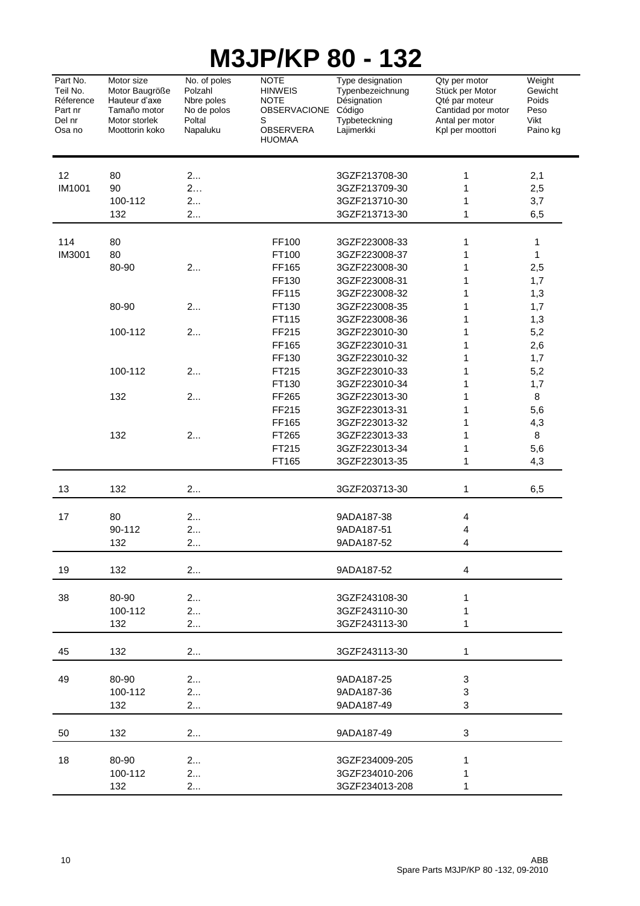# M3JP/KP 80 - 132

| Part No.<br>Teil No.<br>Réference<br>Part nr<br>Del nr<br>Osa no | Motor size<br>Motor Baugröße<br>Hauteur d'axe<br>Tamaño motor<br>Motor storlek<br>Moottorin koko | No. of poles<br>Polzahl<br>Nbre poles<br>No de polos<br>Poltal<br>Napaluku | NOTE<br>HINWEIS<br>NOTE<br>OBSERVACIONES<br>OBSERVERA<br>HUOMAA | Type designation<br>Typenbezeichnung<br>Désignation<br>Código<br>Typbeteckning<br>Lajimerkki | Qty per motor<br>Stück per Motor<br>Qté par moteur<br>Cantidad por motor<br>Antal per motor<br>Kpl per moottori | Weight<br>Gewicht<br>Poids<br>Peso<br>Vikt<br>Paino kg |
|---|---|---|---|---|---|---|
| 12 | 80 | 2... | | 3GZF213708-30 | 1 | 2,1 |
| IM1001 | 90 | 2… | | 3GZF213709-30 | 1 | 2,5 |
| | 100-112 | 2... | | 3GZF213710-30 | 1 | 3,7 |
| | 132 | 2... | | 3GZF213713-30 | 1 | 6,5 |
| 114 | 80 | | FF100 | 3GZF223008-33 | 1 | 1 |
| IM3001 | 80 | | FT100 | 3GZF223008-37 | 1 | 1 |
| | 80-90 | 2... | FF165 | 3GZF223008-30 | 1 | 2,5 |
| | | | FF130 | 3GZF223008-31 | 1 | 1,7 |
| | | | FF115 | 3GZF223008-32 | 1 | 1,3 |
| | 80-90 | 2... | FT130 | 3GZF223008-35 | 1 | 1,7 |
| | | | FT115 | 3GZF223008-36 | 1 | 1,3 |
| | 100-112 | 2... | FF215 | 3GZF223010-30 | 1 | 5,2 |
| | | | FF165 | 3GZF223010-31 | 1 | 2,6 |
| | | | FF130 | 3GZF223010-32 | 1 | 1,7 |
| | 100-112 | 2... | FT215 | 3GZF223010-33 | 1 | 5,2 |
| | | | FT130 | 3GZF223010-34 | 1 | 1,7 |
| | 132 | 2... | FF265 | 3GZF223013-30 | 1 | 8 |
| | | | FF215 | 3GZF223013-31 | 1 | 5,6 |
| | | | FF165 | 3GZF223013-32 | 1 | 4,3 |
| | 132 | 2... | FT265 | 3GZF223013-33 | 1 | 8 |
| | | | FT215 | 3GZF223013-34 | 1 | 5,6 |
| | | | FT165 | 3GZF223013-35 | 1 | 4,3 |
| 13 | 132 | 2... | | 3GZF203713-30 | 1 | 6,5 |
| 17 | 80 | 2... | | 9ADA187-38 | 4 | |
| | 90-112 | 2... | | 9ADA187-51 | 4 | |
| | 132 | 2... | | 9ADA187-52 | 4 | |
| 19 | 132 | 2... | | 9ADA187-52 | 4 | |
| 38 | 80-90 | 2... | | 3GZF243108-30 | 1 | |
| | 100-112 | 2... | | 3GZF243110-30 | 1 | |
| | 132 | 2... | | 3GZF243113-30 | 1 | |
| 45 | 132 | 2... | | 3GZF243113-30 | 1 | |
| 49 | 80-90 | 2... | | 9ADA187-25 | 3 | |
| | 100-112 | 2... | | 9ADA187-36 | 3 | |
| | 132 | 2... | | 9ADA187-49 | 3 | |
| 50 | 132 | 2... | | 9ADA187-49 | 3 | |
| 18 | 80-90 | 2... | | 3GZF234009-205 | 1 | |
| | 100-112 | 2... | | 3GZF234010-206 | 1 | |
| | 132 | 2... | | 3GZF234013-208 | 1 | |

ABB
Spare Parts M3JP/KP 80 -132, 09-2010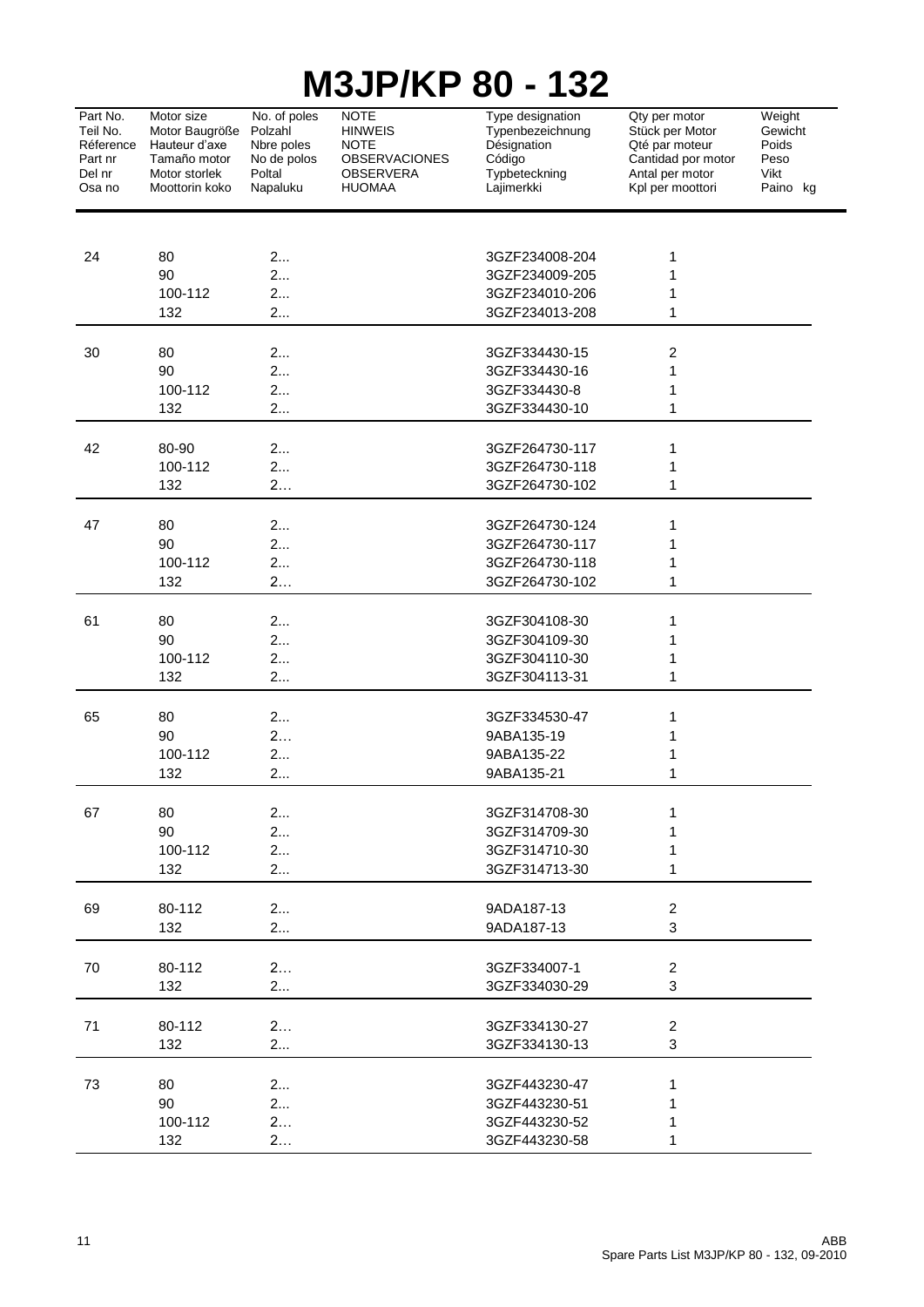# M3JP/KP 80 - 132

| Part No.<br>Teil No.<br>Réference<br>Part nr<br>Del nr<br>Osa no | Motor size<br>Motor Baugröße<br>Hauteur d'axe<br>Tamaño motor<br>Motor storlek<br>Moottorin koko | No. of poles<br>Polzahl<br>Nbre poles<br>No de polos<br>Poltal<br>Napaluku | NOTE<br>HINWEIS<br>NOTE<br>OBSERVACIONES<br>OBSERVERA<br>HUOMAA | Type designation<br>Typenbezeichnung<br>Désignation<br>Código<br>Typbeteckning<br>Lajimerkki | Qty per motor<br>Stück per Motor<br>Qté par moteur<br>Cantidad por motor<br>Antal per motor<br>Kpl per moottori | Weight<br>Gewicht<br>Poids<br>Peso<br>Vikt<br>Paino kg |
|---|---|---|---|---|---|---|
| 24 | 80 | 2... | | 3GZF234008-204 | 1 | |
| | 90 | 2... | | 3GZF234009-205 | 1 | |
| | 100-112 | 2... | | 3GZF234010-206 | 1 | |
| | 132 | 2... | | 3GZF234013-208 | 1 | |
| 30 | 80 | 2... | | 3GZF334430-15 | 2 | |
| | 90 | 2... | | 3GZF334430-16 | 1 | |
| | 100-112 | 2... | | 3GZF334430-8 | 1 | |
| | 132 | 2... | | 3GZF334430-10 | 1 | |
| 42 | 80-90 | 2... | | 3GZF264730-117 | 1 | |
| | 100-112 | 2... | | 3GZF264730-118 | 1 | |
| | 132 | 2… | | 3GZF264730-102 | 1 | |
| 47 | 80 | 2... | | 3GZF264730-124 | 1 | |
| | 90 | 2... | | 3GZF264730-117 | 1 | |
| | 100-112 | 2... | | 3GZF264730-118 | 1 | |
| | 132 | 2… | | 3GZF264730-102 | 1 | |
| 61 | 80 | 2... | | 3GZF304108-30 | 1 | |
| | 90 | 2... | | 3GZF304109-30 | 1 | |
| | 100-112 | 2... | | 3GZF304110-30 | 1 | |
| | 132 | 2... | | 3GZF304113-31 | 1 | |
| 65 | 80 | 2... | | 3GZF334530-47 | 1 | |
| | 90 | 2… | | 9ABA135-19 | 1 | |
| | 100-112 | 2... | | 9ABA135-22 | 1 | |
| | 132 | 2... | | 9ABA135-21 | 1 | |
| 67 | 80 | 2... | | 3GZF314708-30 | 1 | |
| | 90 | 2... | | 3GZF314709-30 | 1 | |
| | 100-112 | 2... | | 3GZF314710-30 | 1 | |
| | 132 | 2... | | 3GZF314713-30 | 1 | |
| 69 | 80-112 | 2... | | 9ADA187-13 | 2 | |
| | 132 | 2... | | 9ADA187-13 | 3 | |
| 70 | 80-112 | 2… | | 3GZF334007-1 | 2 | |
| | 132 | 2... | | 3GZF334030-29 | 3 | |
| 71 | 80-112 | 2… | | 3GZF334130-27 | 2 | |
| | 132 | 2... | | 3GZF334130-13 | 3 | |
| 73 | 80 | 2... | | 3GZF443230-47 | 1 | |
| | 90 | 2... | | 3GZF443230-51 | 1 | |
| | 100-112 | 2… | | 3GZF443230-52 | 1 | |
| | 132 | 2… | | 3GZF443230-58 | 1 | |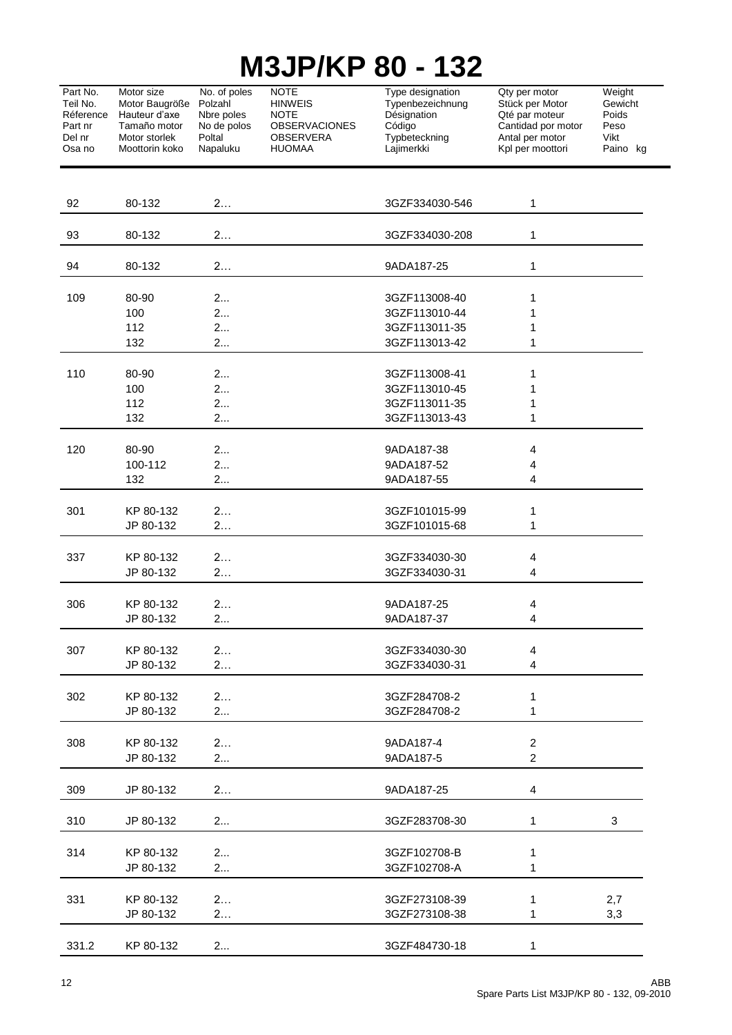# M3JP/KP 80 - 132

| Part No.<br>Teil No.<br>Réference<br>Part nr<br>Del nr<br>Osa no | Motor size<br>Motor Baugröße<br>Hauteur d'axe<br>Tamaño motor<br>Motor storlek<br>Moottorin koko | No. of poles<br>Polzahl<br>Nbre poles<br>No de polos<br>Poltal<br>Napaluku | NOTE<br>HINWEIS<br>NOTE<br>OBSERVACIONES<br>OBSERVERA<br>HUOMAA | Type designation<br>Typenbezeichnung<br>Désignation<br>Código<br>Typbeteckning<br>Lajimerkki | Qty per motor<br>Stück per Motor<br>Qté par moteur<br>Cantidad por motor<br>Antal per motor<br>Kpl per moottori | Weight<br>Gewicht<br>Poids<br>Peso<br>Vikt<br>Paino kg |
|---|---|---|---|---|---|---|
| 92 | 80-132 | 2… | | 3GZF334030-546 | 1 | |
| 93 | 80-132 | 2… | | 3GZF334030-208 | 1 | |
| 94 | 80-132 | 2… | | 9ADA187-25 | 1 | |
| 109 | 80-90 | 2... | | 3GZF113008-40 | 1 | |
| | 100 | 2... | | 3GZF113010-44 | 1 | |
| | 112 | 2... | | 3GZF113011-35 | 1 | |
| | 132 | 2... | | 3GZF113013-42 | 1 | |
| 110 | 80-90 | 2... | | 3GZF113008-41 | 1 | |
| | 100 | 2... | | 3GZF113010-45 | 1 | |
| | 112 | 2... | | 3GZF113011-35 | 1 | |
| | 132 | 2... | | 3GZF113013-43 | 1 | |
| 120 | 80-90 | 2... | | 9ADA187-38 | 4 | |
| | 100-112 | 2... | | 9ADA187-52 | 4 | |
| | 132 | 2... | | 9ADA187-55 | 4 | |
| 301 | KP 80-132 | 2… | | 3GZF101015-99 | 1 | |
| | JP 80-132 | 2… | | 3GZF101015-68 | 1 | |
| 337 | KP 80-132 | 2… | | 3GZF334030-30 | 4 | |
| | JP 80-132 | 2… | | 3GZF334030-31 | 4 | |
| 306 | KP 80-132 | 2… | | 9ADA187-25 | 4 | |
| | JP 80-132 | 2... | | 9ADA187-37 | 4 | |
| 307 | KP 80-132 | 2… | | 3GZF334030-30 | 4 | |
| | JP 80-132 | 2… | | 3GZF334030-31 | 4 | |
| 302 | KP 80-132 | 2… | | 3GZF284708-2 | 1 | |
| | JP 80-132 | 2... | | 3GZF284708-2 | 1 | |
| 308 | KP 80-132 | 2… | | 9ADA187-4 | 2 | |
| | JP 80-132 | 2... | | 9ADA187-5 | 2 | |
| 309 | JP 80-132 | 2… | | 9ADA187-25 | 4 | |
| 310 | JP 80-132 | 2... | | 3GZF283708-30 | 1 | 3 |
| 314 | KP 80-132 | 2... | | 3GZF102708-B | 1 | |
| | JP 80-132 | 2... | | 3GZF102708-A | 1 | |
| 331 | KP 80-132 | 2… | | 3GZF273108-39 | 1 | 2,7 |
| | JP 80-132 | 2… | | 3GZF273108-38 | 1 | 3,3 |
| 331.2 | KP 80-132 | 2... | | 3GZF484730-18 | 1 | |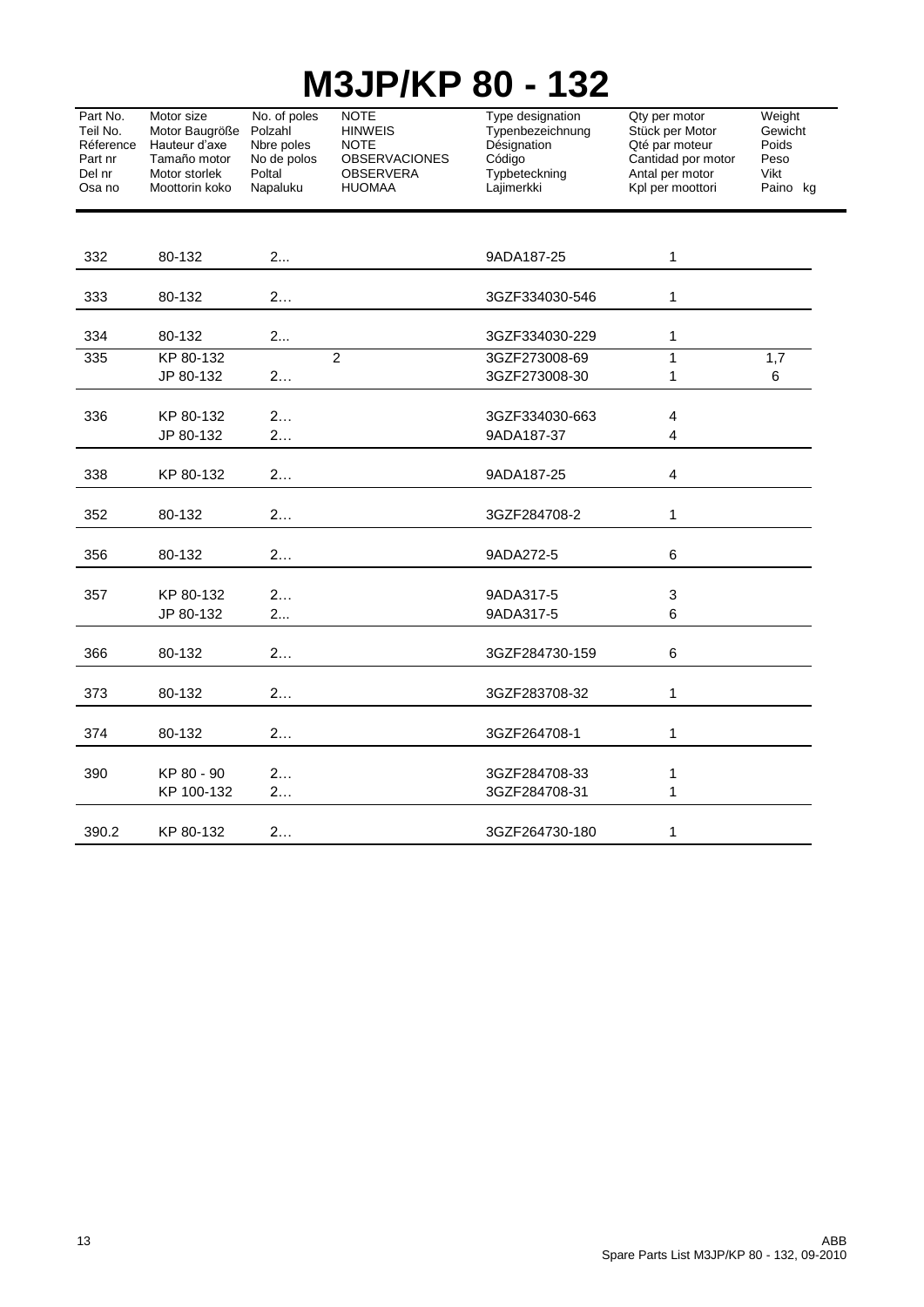# M3JP/KP 80 - 132

| Part No.<br>Teil No.<br>Réference<br>Part nr<br>Del nr<br>Osa no | Motor size<br>Motor Baugröße<br>Hauteur d'axe<br>Tamaño motor<br>Motor storlek<br>Moottorin koko | No. of poles<br>Polzahl<br>Nbre poles<br>No de polos<br>Poltal<br>Napaluku | NOTE<br>HINWEIS<br>NOTE<br>OBSERVACIONES<br>OBSERVERA<br>HUOMAA | Type designation<br>Typenbezeichnung<br>Désignation<br>Código<br>Typbeteckning<br>Lajimerkki | Qty per motor<br>Stück per Motor<br>Qté par moteur<br>Cantidad por motor<br>Antal per motor<br>Kpl per moottori | Weight<br>Gewicht<br>Poids<br>Peso<br>Vikt<br>Paino kg |
|---|---|---|---|---|---|---|
| 332 | 80-132 | 2... | | 9ADA187-25 | 1 | |
| 333 | 80-132 | 2… | | 3GZF334030-546 | 1 | |
| 334 | 80-132 | 2... | | 3GZF334030-229 | 1 | |
| 335 | KP 80-132 | 2 | | 3GZF273008-69 | 1 | 1,7 |
| | JP 80-132 | 2… | | 3GZF273008-30 | 1 | 6 |
| 336 | KP 80-132 | 2… | | 3GZF334030-663 | 4 | |
| | JP 80-132 | 2… | | 9ADA187-37 | 4 | |
| 338 | KP 80-132 | 2… | | 9ADA187-25 | 4 | |
| 352 | 80-132 | 2… | | 3GZF284708-2 | 1 | |
| 356 | 80-132 | 2… | | 9ADA272-5 | 6 | |
| 357 | KP 80-132 | 2… | | 9ADA317-5 | 3 | |
| | JP 80-132 | 2... | | 9ADA317-5 | 6 | |
| 366 | 80-132 | 2… | | 3GZF284730-159 | 6 | |
| 373 | 80-132 | 2… | | 3GZF283708-32 | 1 | |
| 374 | 80-132 | 2… | | 3GZF264708-1 | 1 | |
| 390 | KP 80 - 90 | 2… | | 3GZF284708-33 | 1 | |
| | KP 100-132 | 2… | | 3GZF284708-31 | 1 | |
| 390.2 | KP 80-132 | 2… | | 3GZF264730-180 | 1 | |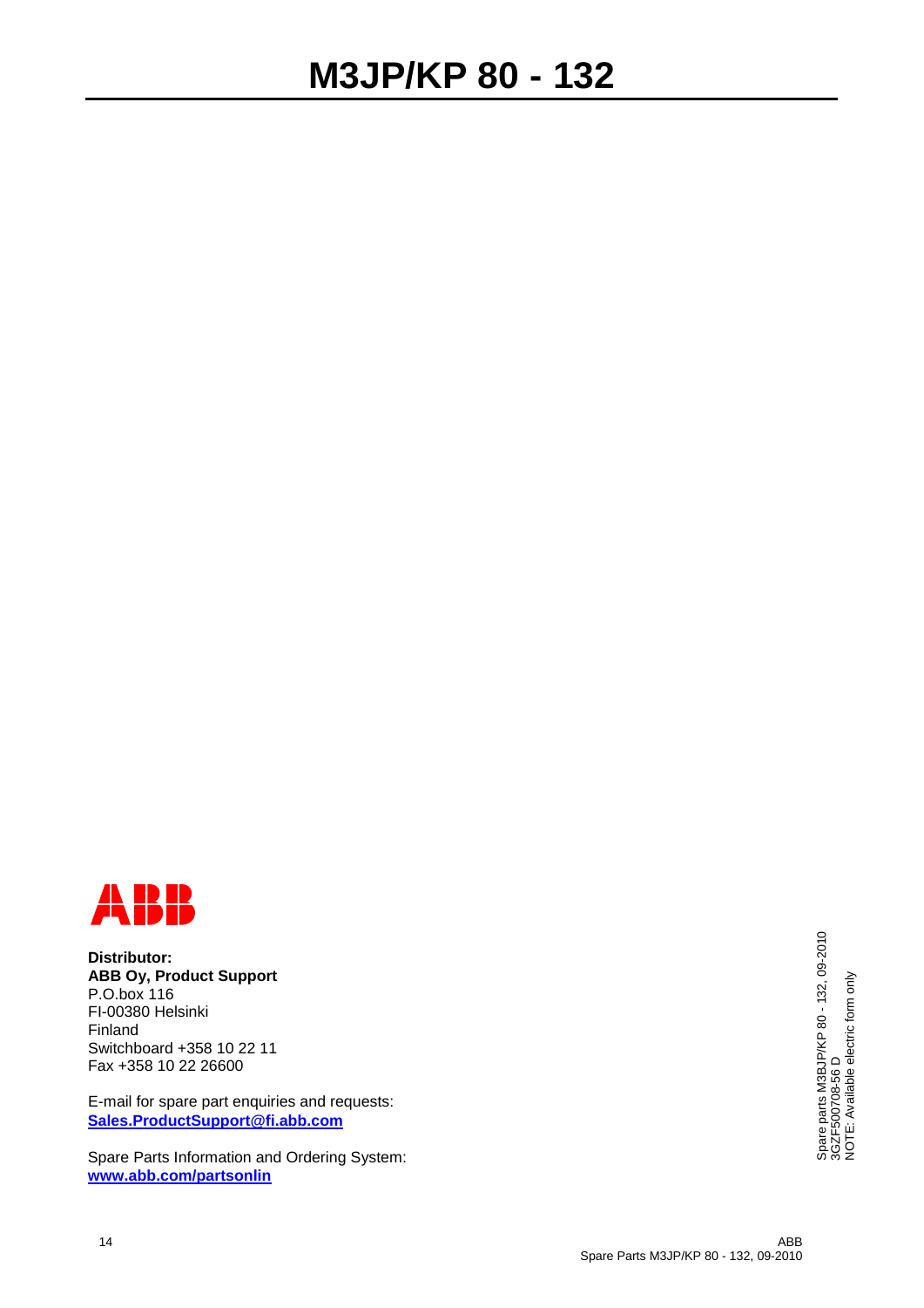# M3JP/KP 80 - 132

**Distributor:**
**ABB Oy, Product Support**
P.O.box 116
FI-00380 Helsinki
Finland
Switchboard +358 10 22 11
Fax +358 10 22 26600

E-mail for spare part enquiries and requests:
**Sales.ProductSupport@fi.abb.com**

Spare Parts Information and Ordering System:
**www.abb.com/partsonlin**

Spare parts M3BJP/KP 80 - 132, 09-2010
3GZF500708-56 D
NOTE: Available electric form only